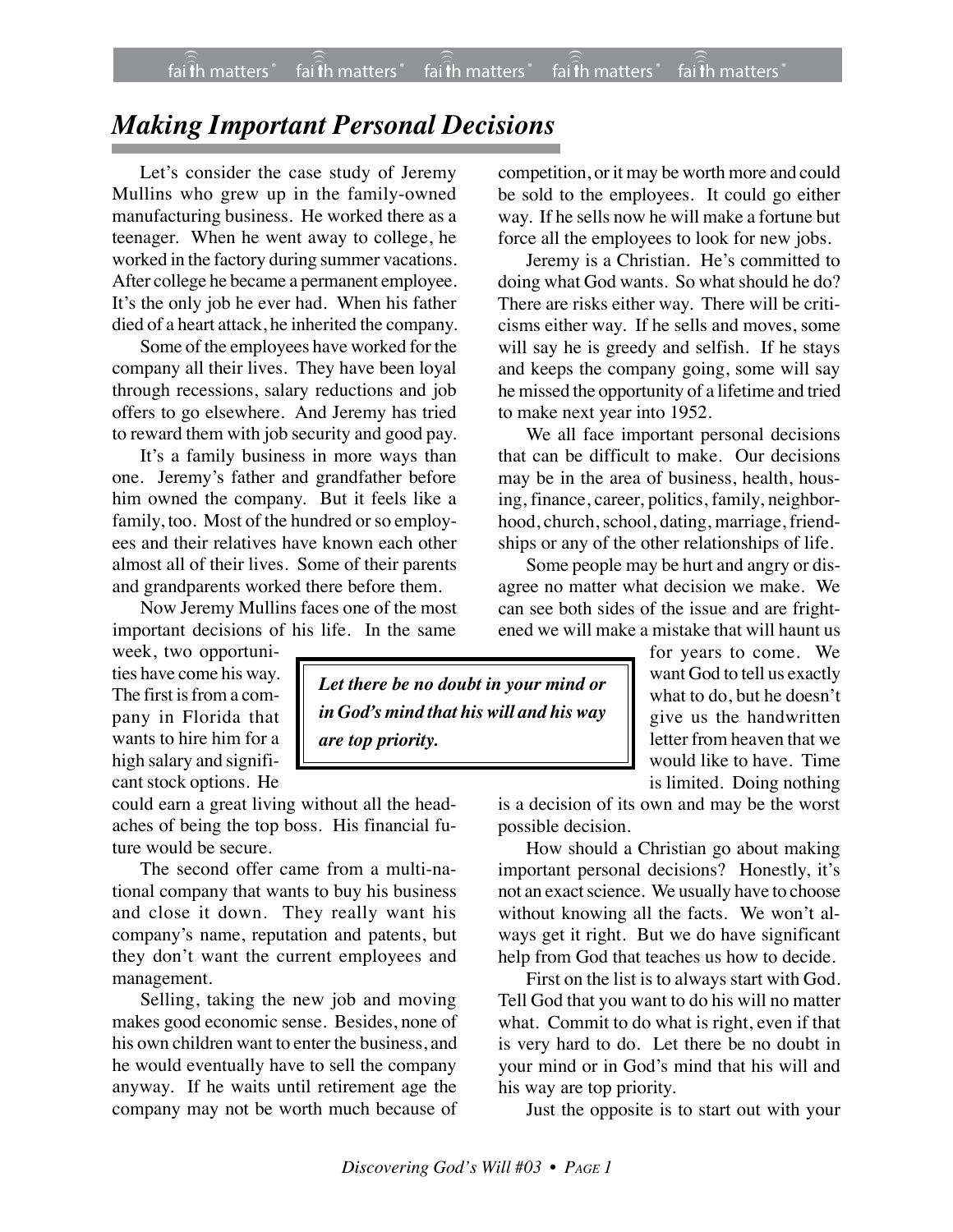# *Making Important Personal Decisions*

Let's consider the case study of Jeremy Mullins who grew up in the family-owned manufacturing business. He worked there as a teenager. When he went away to college, he worked in the factory during summer vacations. After college he became a permanent employee. It's the only job he ever had. When his father died of a heart attack, he inherited the company.

Some of the employees have worked for the company all their lives. They have been loyal through recessions, salary reductions and job offers to go elsewhere. And Jeremy has tried to reward them with job security and good pay.

It's a family business in more ways than one. Jeremy's father and grandfather before him owned the company. But it feels like a family, too. Most of the hundred or so employees and their relatives have known each other almost all of their lives. Some of their parents and grandparents worked there before them.

Now Jeremy Mullins faces one of the most important decisions of his life. In the same week, two opportunities have come his way. The first is from a company in Florida that wants to hire him for a high salary and significant stock options. He could earn a great living without all the headaches of being the top boss. His financial future would be secure.

The second offer came from a multi-national company that wants to buy his business and close it down. They really want his company's name, reputation and patents, but they don't want the current employees and management.

Selling, taking the new job and moving makes good economic sense. Besides, none of his own children want to enter the business, and he would eventually have to sell the company anyway. If he waits until retirement age the company may not be worth much because of competition, or it may be worth more and could be sold to the employees. It could go either way. If he sells now he will make a fortune but force all the employees to look for new jobs.

Jeremy is a Christian. He's committed to doing what God wants. So what should he do? There are risks either way. There will be criticisms either way. If he sells and moves, some will say he is greedy and selfish. If he stays and keeps the company going, some will say he missed the opportunity of a lifetime and tried to make next year into 1952.

We all face important personal decisions that can be difficult to make. Our decisions may be in the area of business, health, housing, finance, career, politics, family, neighborhood, church, school, dating, marriage, friendships or any of the other relationships of life.

Some people may be hurt and angry or disagree no matter what decision we make. We can see both sides of the issue and are frightened we will make a mistake that will haunt us for years to come. We want God to tell us exactly what to do, but he doesn't give us the handwritten letter from heaven that we would like to have. Time is limited. Doing nothing is a decision of its own and may be the worst possible decision.

> ***Let there be no doubt in your mind or in God's mind that his will and his way are top priority.***

How should a Christian go about making important personal decisions? Honestly, it's not an exact science. We usually have to choose without knowing all the facts. We won't always get it right. But we do have significant help from God that teaches us how to decide.

First on the list is to always start with God. Tell God that you want to do his will no matter what. Commit to do what is right, even if that is very hard to do. Let there be no doubt in your mind or in God's mind that his will and his way are top priority.

Just the opposite is to start out with your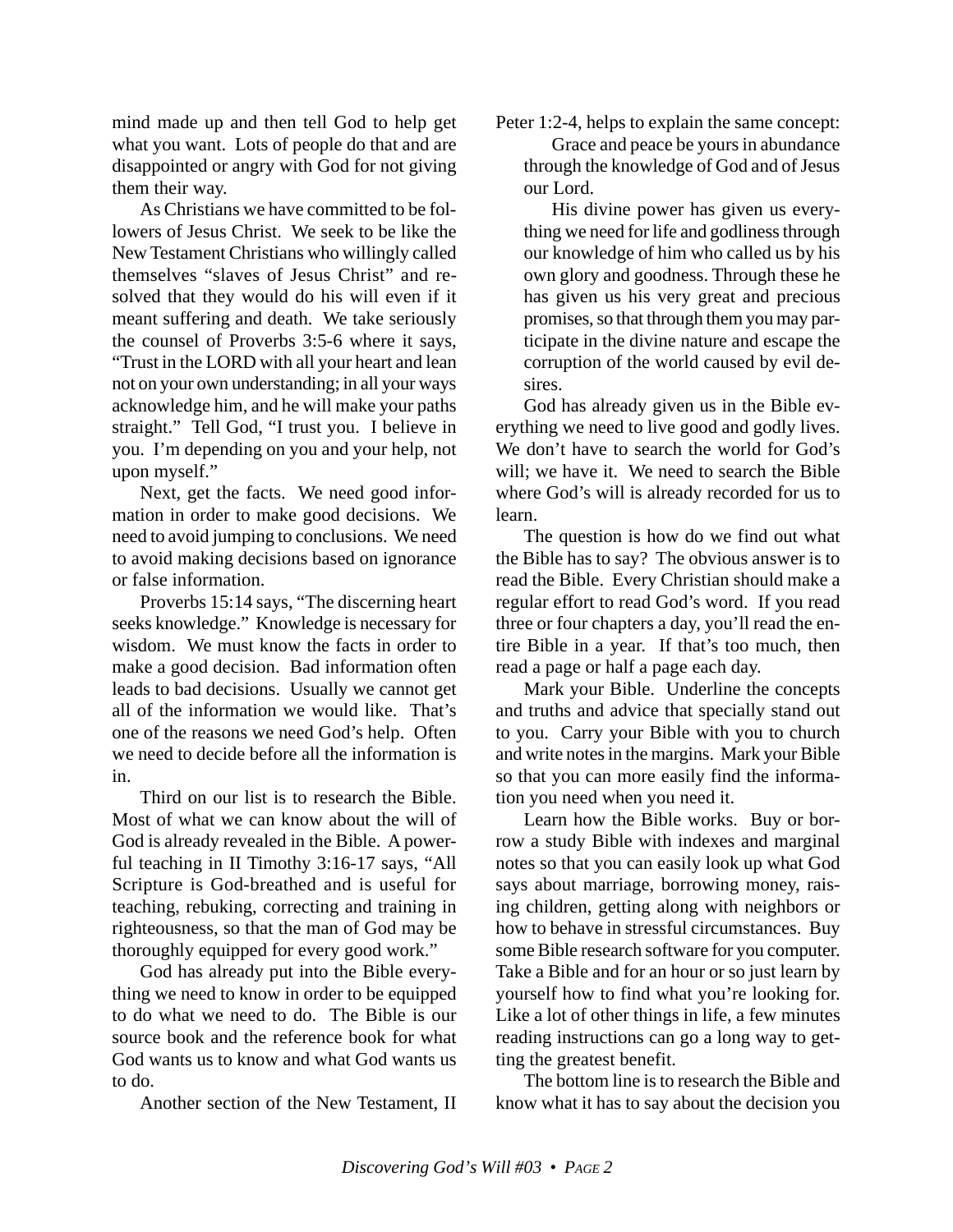mind made up and then tell God to help get what you want. Lots of people do that and are disappointed or angry with God for not giving them their way.

As Christians we have committed to be followers of Jesus Christ. We seek to be like the New Testament Christians who willingly called themselves "slaves of Jesus Christ" and resolved that they would do his will even if it meant suffering and death. We take seriously the counsel of Proverbs 3:5-6 where it says, "Trust in the LORD with all your heart and lean not on your own understanding; in all your ways acknowledge him, and he will make your paths straight." Tell God, "I trust you. I believe in you. I'm depending on you and your help, not upon myself."

Next, get the facts. We need good information in order to make good decisions. We need to avoid jumping to conclusions. We need to avoid making decisions based on ignorance or false information.

Proverbs 15:14 says, "The discerning heart seeks knowledge." Knowledge is necessary for wisdom. We must know the facts in order to make a good decision. Bad information often leads to bad decisions. Usually we cannot get all of the information we would like. That's one of the reasons we need God's help. Often we need to decide before all the information is in.

Third on our list is to research the Bible. Most of what we can know about the will of God is already revealed in the Bible. A powerful teaching in II Timothy 3:16-17 says, "All Scripture is God-breathed and is useful for teaching, rebuking, correcting and training in righteousness, so that the man of God may be thoroughly equipped for every good work."

God has already put into the Bible everything we need to know in order to be equipped to do what we need to do. The Bible is our source book and the reference book for what God wants us to know and what God wants us to do.

Another section of the New Testament, II Peter 1:2-4, helps to explain the same concept:

> Grace and peace be yours in abundance through the knowledge of God and of Jesus our Lord.
>
> His divine power has given us everything we need for life and godliness through our knowledge of him who called us by his own glory and goodness. Through these he has given us his very great and precious promises, so that through them you may participate in the divine nature and escape the corruption of the world caused by evil desires.

God has already given us in the Bible everything we need to live good and godly lives. We don't have to search the world for God's will; we have it. We need to search the Bible where God's will is already recorded for us to learn.

The question is how do we find out what the Bible has to say? The obvious answer is to read the Bible. Every Christian should make a regular effort to read God's word. If you read three or four chapters a day, you'll read the entire Bible in a year. If that's too much, then read a page or half a page each day.

Mark your Bible. Underline the concepts and truths and advice that specially stand out to you. Carry your Bible with you to church and write notes in the margins. Mark your Bible so that you can more easily find the information you need when you need it.

Learn how the Bible works. Buy or borrow a study Bible with indexes and marginal notes so that you can easily look up what God says about marriage, borrowing money, raising children, getting along with neighbors or how to behave in stressful circumstances. Buy some Bible research software for you computer. Take a Bible and for an hour or so just learn by yourself how to find what you're looking for. Like a lot of other things in life, a few minutes reading instructions can go a long way to getting the greatest benefit.

The bottom line is to research the Bible and know what it has to say about the decision you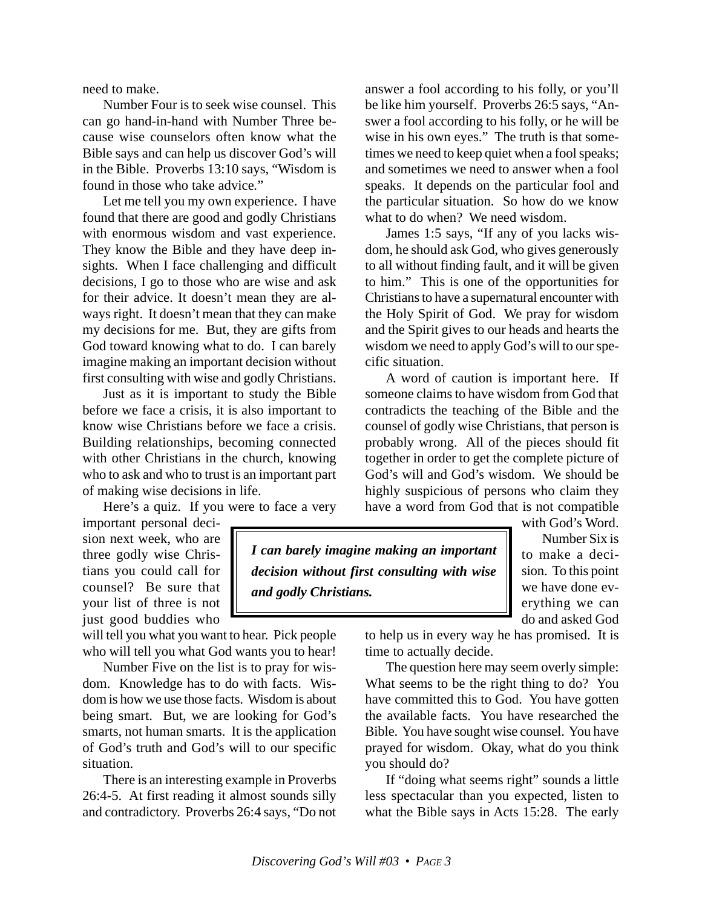need to make.

Number Four is to seek wise counsel. This can go hand-in-hand with Number Three because wise counselors often know what the Bible says and can help us discover God's will in the Bible. Proverbs 13:10 says, "Wisdom is found in those who take advice."

Let me tell you my own experience. I have found that there are good and godly Christians with enormous wisdom and vast experience. They know the Bible and they have deep insights. When I face challenging and difficult decisions, I go to those who are wise and ask for their advice. It doesn't mean they are always right. It doesn't mean that they can make my decisions for me. But, they are gifts from God toward knowing what to do. I can barely imagine making an important decision without first consulting with wise and godly Christians.

Just as it is important to study the Bible before we face a crisis, it is also important to know wise Christians before we face a crisis. Building relationships, becoming connected with other Christians in the church, knowing who to ask and who to trust is an important part of making wise decisions in life.

Here's a quiz. If you were to face a very important personal decision next week, who are three godly wise Christians you could call for counsel? Be sure that your list of three is not just good buddies who will tell you what you want to hear. Pick people who will tell you what God wants you to hear!

> ***I can barely imagine making an important decision without first consulting with wise and godly Christians.***

Number Five on the list is to pray for wisdom. Knowledge has to do with facts. Wisdom is how we use those facts. Wisdom is about being smart. But, we are looking for God's smarts, not human smarts. It is the application of God's truth and God's will to our specific situation.

There is an interesting example in Proverbs 26:4-5. At first reading it almost sounds silly and contradictory. Proverbs 26:4 says, "Do not answer a fool according to his folly, or you'll be like him yourself. Proverbs 26:5 says, "Answer a fool according to his folly, or he will be wise in his own eyes." The truth is that sometimes we need to keep quiet when a fool speaks; and sometimes we need to answer when a fool speaks. It depends on the particular fool and the particular situation. So how do we know what to do when? We need wisdom.

James 1:5 says, "If any of you lacks wisdom, he should ask God, who gives generously to all without finding fault, and it will be given to him." This is one of the opportunities for Christians to have a supernatural encounter with the Holy Spirit of God. We pray for wisdom and the Spirit gives to our heads and hearts the wisdom we need to apply God's will to our specific situation.

A word of caution is important here. If someone claims to have wisdom from God that contradicts the teaching of the Bible and the counsel of godly wise Christians, that person is probably wrong. All of the pieces should fit together in order to get the complete picture of God's will and God's wisdom. We should be highly suspicious of persons who claim they have a word from God that is not compatible with God's Word.

Number Six is to make a decision. To this point we have done everything we can do and asked God to help us in every way he has promised. It is time to actually decide.

The question here may seem overly simple: What seems to be the right thing to do? You have committed this to God. You have gotten the available facts. You have researched the Bible. You have sought wise counsel. You have prayed for wisdom. Okay, what do you think you should do?

If "doing what seems right" sounds a little less spectacular than you expected, listen to what the Bible says in Acts 15:28. The early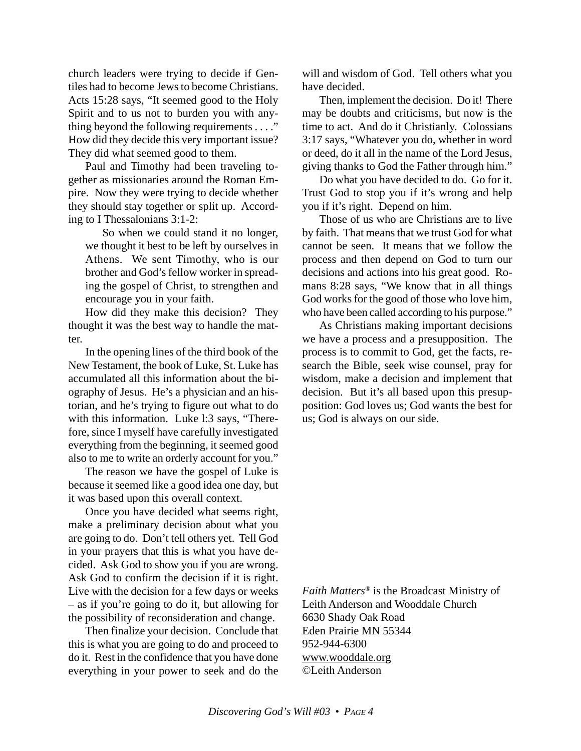church leaders were trying to decide if Gentiles had to become Jews to become Christians. Acts 15:28 says, "It seemed good to the Holy Spirit and to us not to burden you with anything beyond the following requirements . . . ." How did they decide this very important issue? They did what seemed good to them.

Paul and Timothy had been traveling together as missionaries around the Roman Empire. Now they were trying to decide whether they should stay together or split up. According to I Thessalonians 3:1-2:

> So when we could stand it no longer, we thought it best to be left by ourselves in Athens. We sent Timothy, who is our brother and God's fellow worker in spreading the gospel of Christ, to strengthen and encourage you in your faith.

How did they make this decision? They thought it was the best way to handle the matter.

In the opening lines of the third book of the New Testament, the book of Luke, St. Luke has accumulated all this information about the biography of Jesus. He's a physician and an historian, and he's trying to figure out what to do with this information. Luke l:3 says, "Therefore, since I myself have carefully investigated everything from the beginning, it seemed good also to me to write an orderly account for you."

The reason we have the gospel of Luke is because it seemed like a good idea one day, but it was based upon this overall context.

Once you have decided what seems right, make a preliminary decision about what you are going to do. Don't tell others yet. Tell God in your prayers that this is what you have decided. Ask God to show you if you are wrong. Ask God to confirm the decision if it is right. Live with the decision for a few days or weeks – as if you're going to do it, but allowing for the possibility of reconsideration and change.

Then finalize your decision. Conclude that this is what you are going to do and proceed to do it. Rest in the confidence that you have done everything in your power to seek and do the will and wisdom of God. Tell others what you have decided.

Then, implement the decision. Do it! There may be doubts and criticisms, but now is the time to act. And do it Christianly. Colossians 3:17 says, "Whatever you do, whether in word or deed, do it all in the name of the Lord Jesus, giving thanks to God the Father through him."

Do what you have decided to do. Go for it. Trust God to stop you if it's wrong and help you if it's right. Depend on him.

Those of us who are Christians are to live by faith. That means that we trust God for what cannot be seen. It means that we follow the process and then depend on God to turn our decisions and actions into his great good. Romans 8:28 says, "We know that in all things God works for the good of those who love him, who have been called according to his purpose."

As Christians making important decisions we have a process and a presupposition. The process is to commit to God, get the facts, research the Bible, seek wise counsel, pray for wisdom, make a decision and implement that decision. But it's all based upon this presupposition: God loves us; God wants the best for us; God is always on our side.

*Faith Matters*® is the Broadcast Ministry of
Leith Anderson and Wooddale Church
6630 Shady Oak Road
Eden Prairie MN 55344
952-944-6300
www.wooddale.org
©Leith Anderson